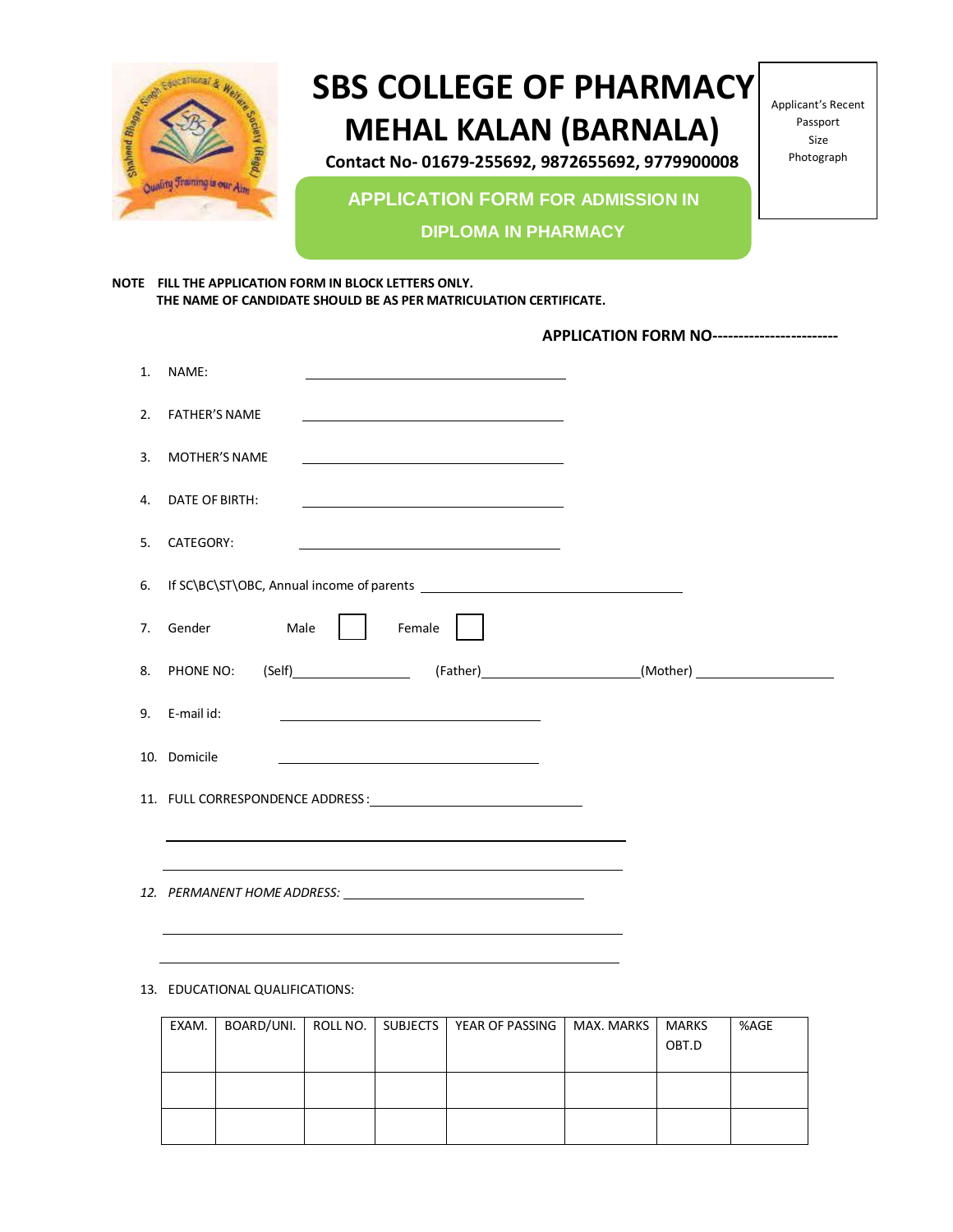# SBS COLLEGE OF PHARMACY
# MEHAL KALAN (BARNALA)

**Contact No- 01679-255692, 9872655692, 9779900008**

Applicant's Recent Passport Size Photograph

## APPLICATION FORM FOR ADMISSION IN DIPLOMA IN PHARMACY

**NOTE FILL THE APPLICATION FORM IN BLOCK LETTERS ONLY.**
**THE NAME OF CANDIDATE SHOULD BE AS PER MATRICULATION CERTIFICATE.**

**APPLICATION FORM NO-----------------------**

1. NAME: ______________________________
2. FATHER'S NAME ______________________________
3. MOTHER'S NAME ______________________________
4. DATE OF BIRTH: ______________________________
5. CATEGORY: ______________________________
6. If SC\BC\ST\OBC, Annual income of parents ______________________________
7. Gender Male ☐ Female ☐
8. PHONE NO: (Self)______________ (Father)______________(Mother) ______________
9. E-mail id: ______________________________
10. Domicile ______________________________
11. FULL CORRESPONDENCE ADDRESS :______________________________

______________________________________________________

______________________________________________________

12. *PERMANENT HOME ADDRESS:* ______________________________

______________________________________________________

______________________________________________________

13. EDUCATIONAL QUALIFICATIONS:

| EXAM. | BOARD/UNI. | ROLL NO. | SUBJECTS | YEAR OF PASSING | MAX. MARKS | MARKS OBT.D | %AGE |
|---|---|---|---|---|---|---|---|
| | | | | | | | |
| | | | | | | | |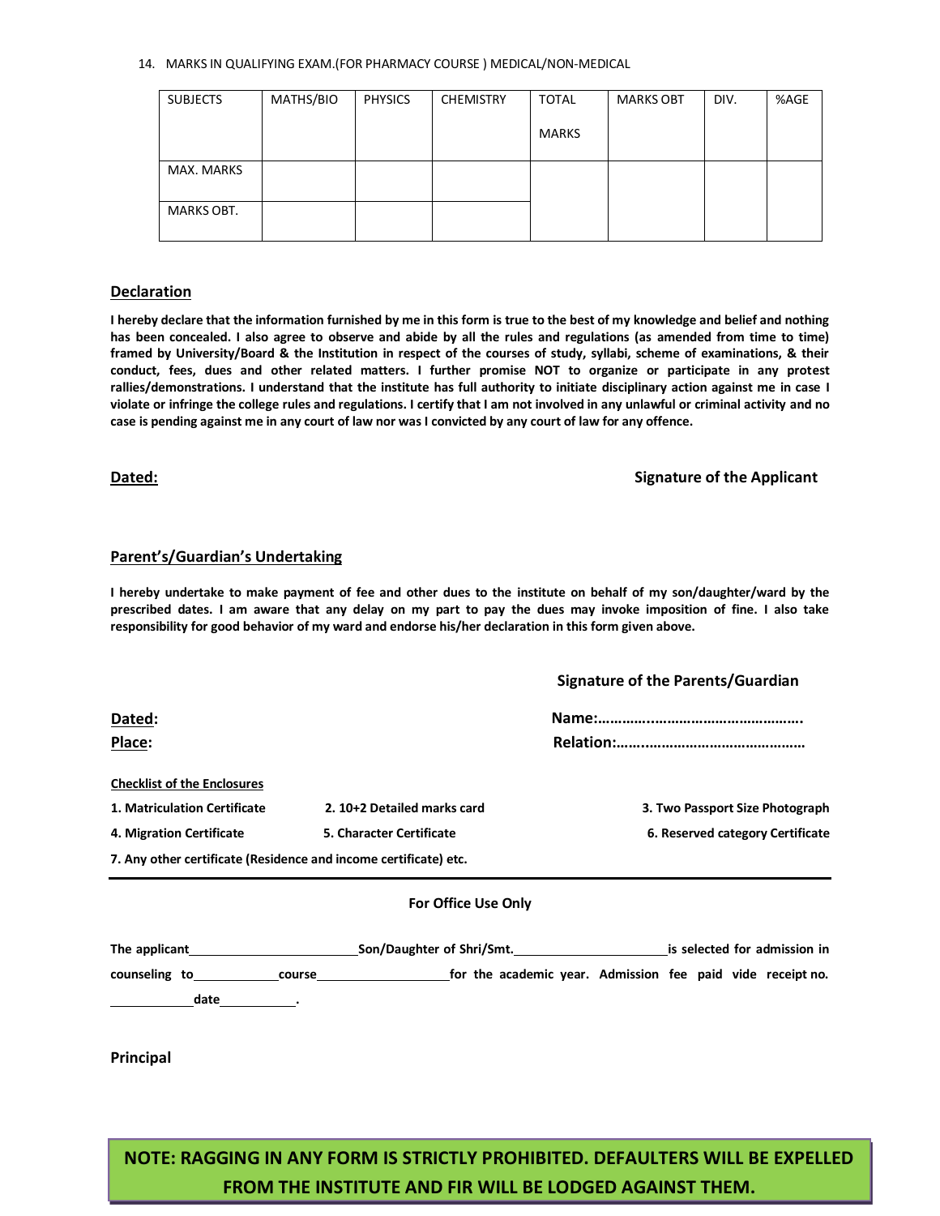14. MARKS IN QUALIFYING EXAM.(FOR PHARMACY COURSE ) MEDICAL/NON-MEDICAL

| SUBJECTS | MATHS/BIO | PHYSICS | CHEMISTRY | TOTAL MARKS | MARKS OBT | DIV. | %AGE |
|---|---|---|---|---|---|---|---|
| MAX. MARKS | | | | | | | |
| MARKS OBT. | | | | | | | |

## Declaration

**I hereby declare that the information furnished by me in this form is true to the best of my knowledge and belief and nothing has been concealed. I also agree to observe and abide by all the rules and regulations (as amended from time to time) framed by University/Board & the Institution in respect of the courses of study, syllabi, scheme of examinations, & their conduct, fees, dues and other related matters. I further promise NOT to organize or participate in any protest rallies/demonstrations. I understand that the institute has full authority to initiate disciplinary action against me in case I violate or infringe the college rules and regulations. I certify that I am not involved in any unlawful or criminal activity and no case is pending against me in any court of law nor was I convicted by any court of law for any offence.**

**Dated:** **Signature of the Applicant**

## Parent's/Guardian's Undertaking

**I hereby undertake to make payment of fee and other dues to the institute on behalf of my son/daughter/ward by the prescribed dates. I am aware that any delay on my part to pay the dues may invoke imposition of fine. I also take responsibility for good behavior of my ward and endorse his/her declaration in this form given above.**

**Signature of the Parents/Guardian**

**Dated:** **Name:……………..………………………………….**

**Place:** **Relation:…………………………………………**

**Checklist of the Enclosures**

**1. Matriculation Certificate** **2. 10+2 Detailed marks card** **3. Two Passport Size Photograph**

**4. Migration Certificate** **5. Character Certificate** **6. Reserved category Certificate**

**7. Any other certificate (Residence and income certificate) etc.**

---

**For Office Use Only**

**The applicant\_\_\_\_\_\_\_\_\_\_\_\_\_\_\_\_\_\_\_\_\_\_\_\_Son/Daughter of Shri/Smt.\_\_\_\_\_\_\_\_\_\_\_\_\_\_\_\_\_\_\_\_\_\_is selected for admission in counseling to\_\_\_\_\_\_\_\_\_\_\_\_course\_\_\_\_\_\_\_\_\_\_\_\_\_\_\_\_\_\_\_for the academic year. Admission fee paid vide receipt no. \_\_\_\_\_\_\_\_\_\_\_\_date\_\_\_\_\_\_\_\_\_\_\_.**

**Principal**

**NOTE: RAGGING IN ANY FORM IS STRICTLY PROHIBITED. DEFAULTERS WILL BE EXPELLED FROM THE INSTITUTE AND FIR WILL BE LODGED AGAINST THEM.**